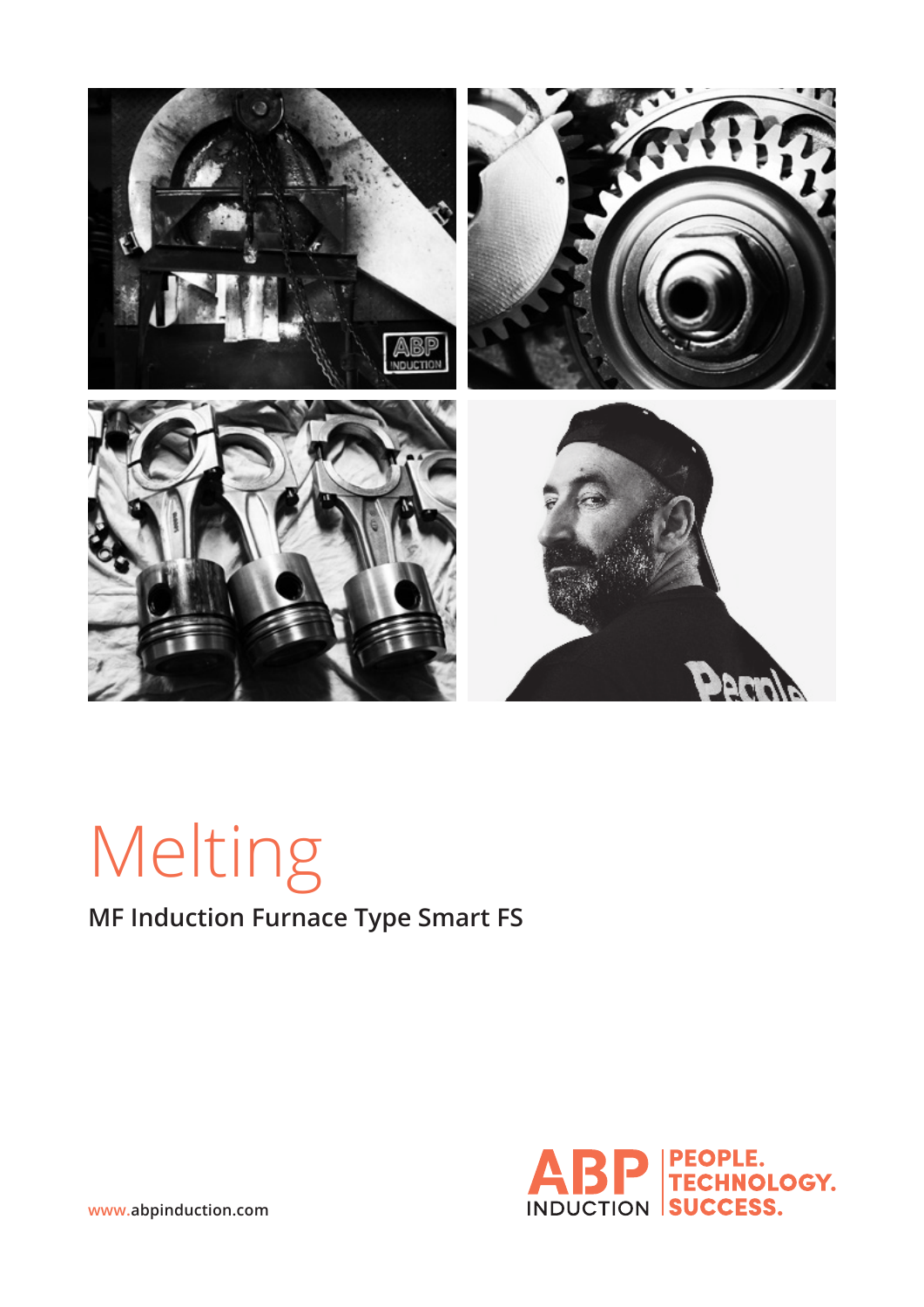# Melting

## MF Induction Furnace Type Smart FS

ABP INDUCTION | PEOPLE. TECHNOLOGY. SUCCESS.

www.abpinduction.com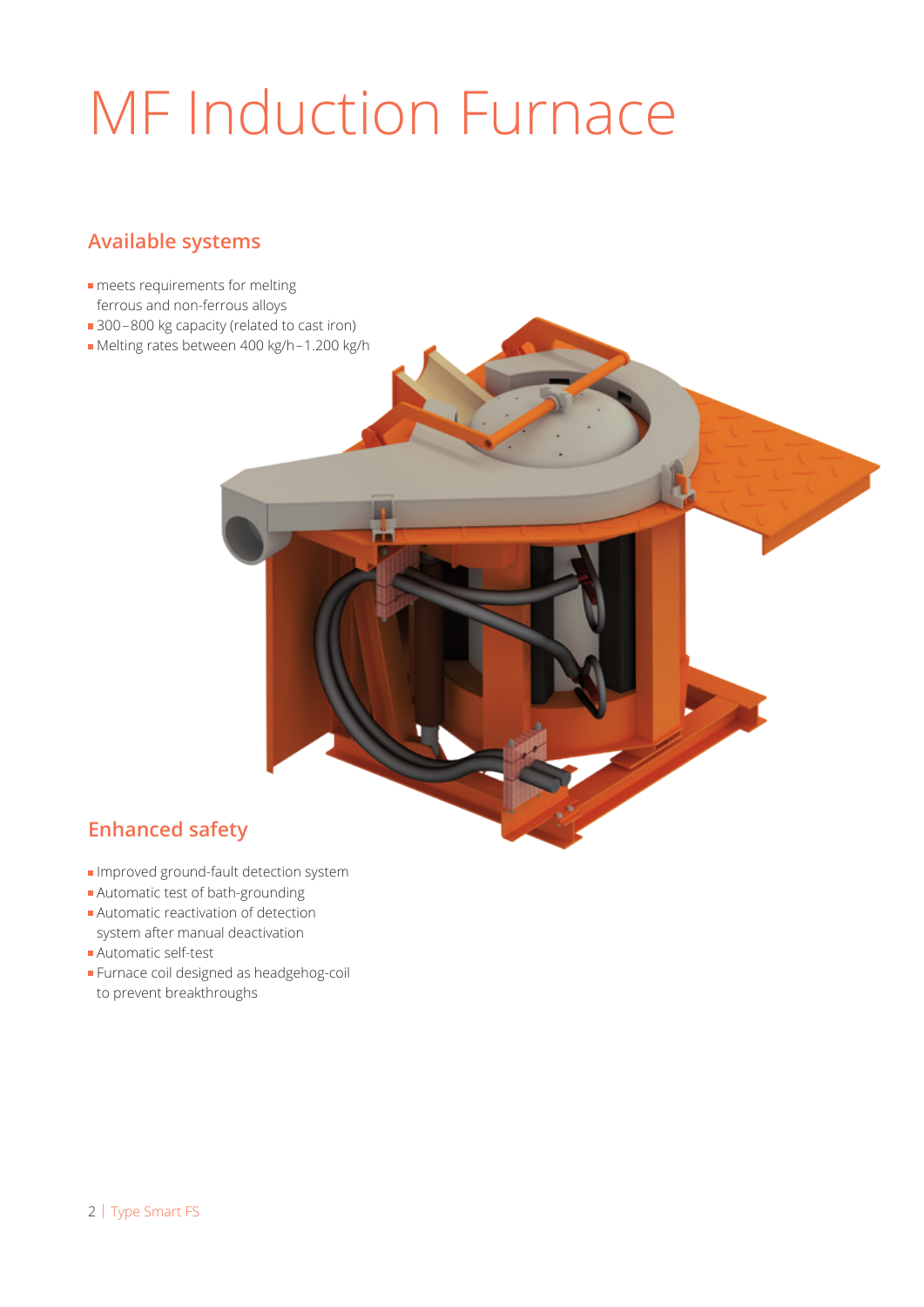# MF Induction Furnace

## Available systems

- meets requirements for melting ferrous and non-ferrous alloys
- 300–800 kg capacity (related to cast iron)
- Melting rates between 400 kg/h–1.200 kg/h

## Enhanced safety

- Improved ground-fault detection system
- Automatic test of bath-grounding
- Automatic reactivation of detection system after manual deactivation
- Automatic self-test
- Furnace coil designed as headgehog-coil to prevent breakthroughs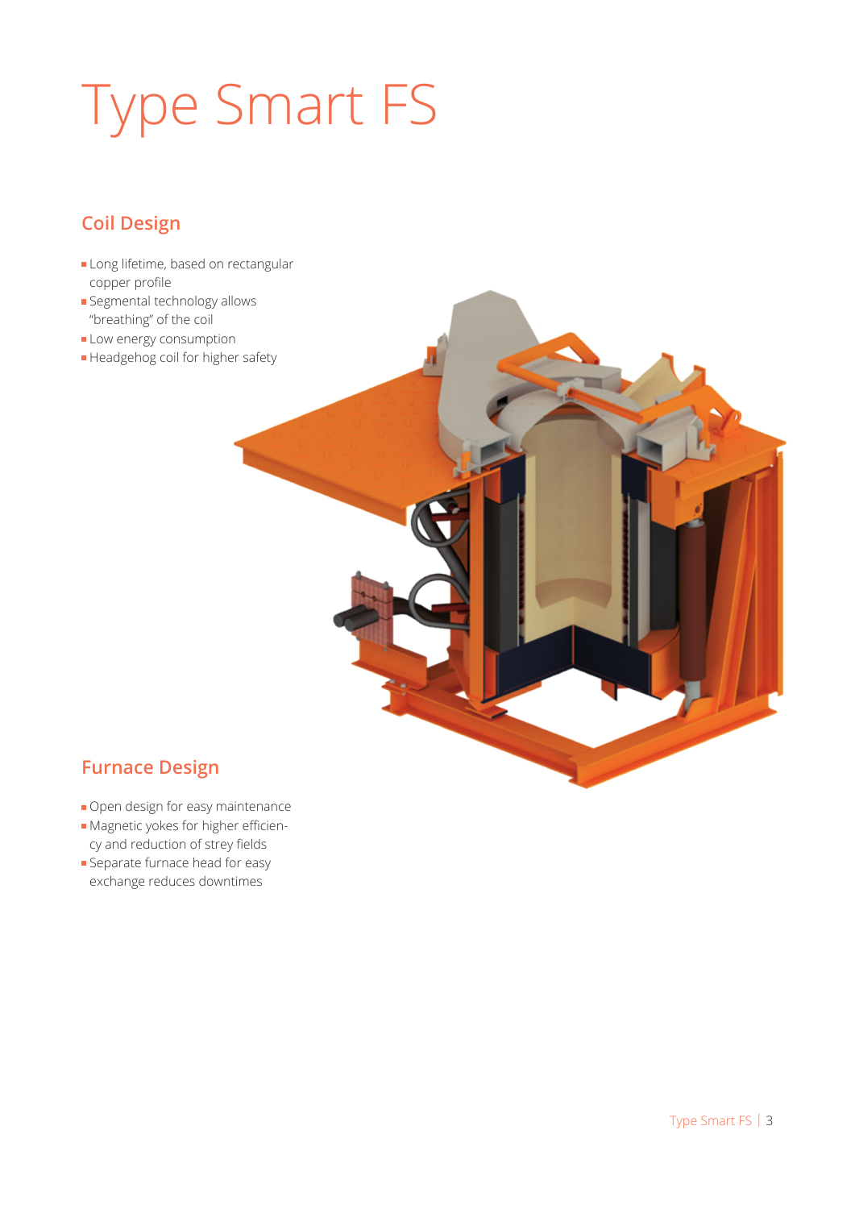# Type Smart FS

## Coil Design

- Long lifetime, based on rectangular copper profile
- Segmental technology allows "breathing" of the coil
- Low energy consumption
- Headgehog coil for higher safety

## Furnace Design

- Open design for easy maintenance
- Magnetic yokes for higher efficiency and reduction of strey fields
- Separate furnace head for easy exchange reduces downtimes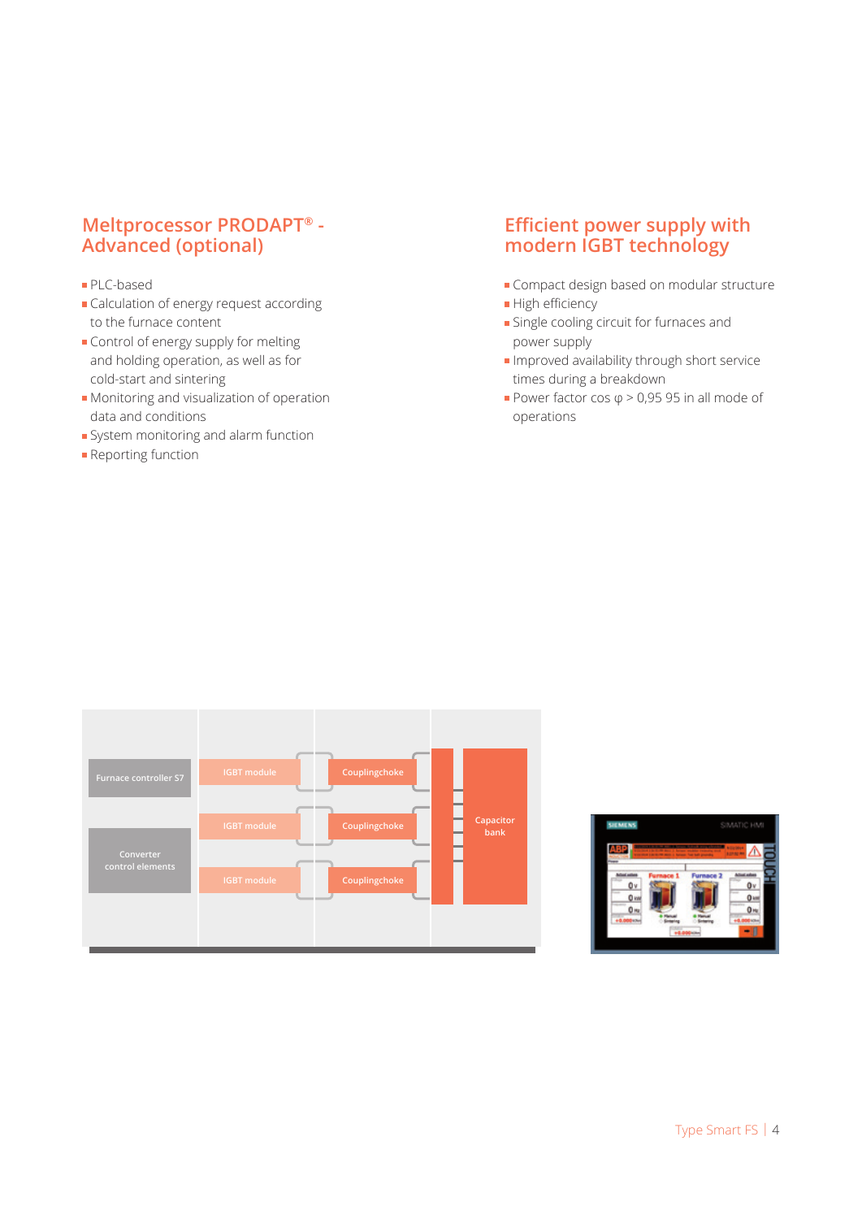## Meltprocessor PRODAPT® - Advanced (optional)

- PLC-based
- Calculation of energy request according to the furnace content
- Control of energy supply for melting and holding operation, as well as for cold-start and sintering
- Monitoring and visualization of operation data and conditions
- System monitoring and alarm function
- Reporting function

## Efficient power supply with modern IGBT technology

- Compact design based on modular structure
- High efficiency
- Single cooling circuit for furnaces and power supply
- Improved availability through short service times during a breakdown
- Power factor cos φ > 0,95 95 in all mode of operations

Furnace controller S7

Converter control elements

IGBT module

IGBT module

IGBT module

Couplingchoke

Couplingchoke

Couplingchoke

Capacitor bank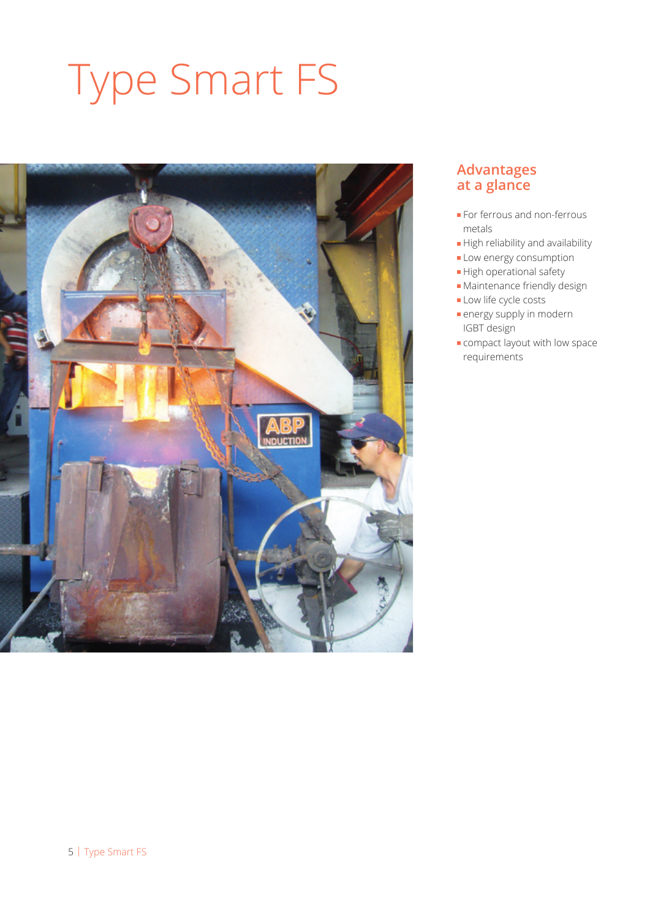# Type Smart FS

## Advantages at a glance

- For ferrous and non-ferrous metals
- High reliability and availability
- Low energy consumption
- High operational safety
- Maintenance friendly design
- Low life cycle costs
- energy supply in modern IGBT design
- compact layout with low space requirements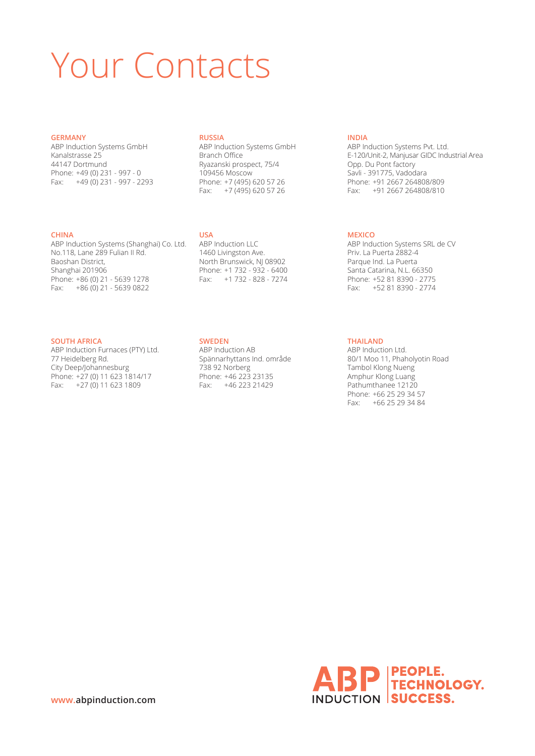# Your Contacts

**GERMANY**
ABP Induction Systems GmbH
Kanalstrasse 25
44147 Dortmund
Phone: +49 (0) 231 - 997 - 0
Fax: +49 (0) 231 - 997 - 2293

**RUSSIA**
ABP Induction Systems GmbH
Branch Office
Ryazanski prospect, 75/4
109456 Moscow
Phone: +7 (495) 620 57 26
Fax: +7 (495) 620 57 26

**INDIA**
ABP Induction Systems Pvt. Ltd.
E-120/Unit-2, Manjusar GIDC Industrial Area
Opp. Du Pont factory
Savli - 391775, Vadodara
Phone: +91 2667 264808/809
Fax: +91 2667 264808/810

**CHINA**
ABP Induction Systems (Shanghai) Co. Ltd.
No.118, Lane 289 Fulian II Rd.
Baoshan District,
Shanghai 201906
Phone: +86 (0) 21 - 5639 1278
Fax: +86 (0) 21 - 5639 0822

**USA**
ABP Induction LLC
1460 Livingston Ave.
North Brunswick, NJ 08902
Phone: +1 732 - 932 - 6400
Fax: +1 732 - 828 - 7274

**MEXICO**
ABP Induction Systems SRL de CV
Priv. La Puerta 2882-4
Parque Ind. La Puerta
Santa Catarina, N.L. 66350
Phone: +52 81 8390 - 2775
Fax: +52 81 8390 - 2774

**SOUTH AFRICA**
ABP Induction Furnaces (PTY) Ltd.
77 Heidelberg Rd.
City Deep/Johannesburg
Phone: +27 (0) 11 623 1814/17
Fax: +27 (0) 11 623 1809

**SWEDEN**
ABP Induction AB
Spännarhyttans Ind. område
738 92 Norberg
Phone: +46 223 23135
Fax: +46 223 21429

**THAILAND**
ABP Induction Ltd.
80/1 Moo 11, Phaholyotin Road
Tambol Klong Nueng
Amphur Klong Luang
Pathumthanee 12120
Phone: +66 25 29 34 57
Fax: +66 25 29 34 84

www.abpinduction.com

ABP INDUCTION | PEOPLE. TECHNOLOGY. SUCCESS.